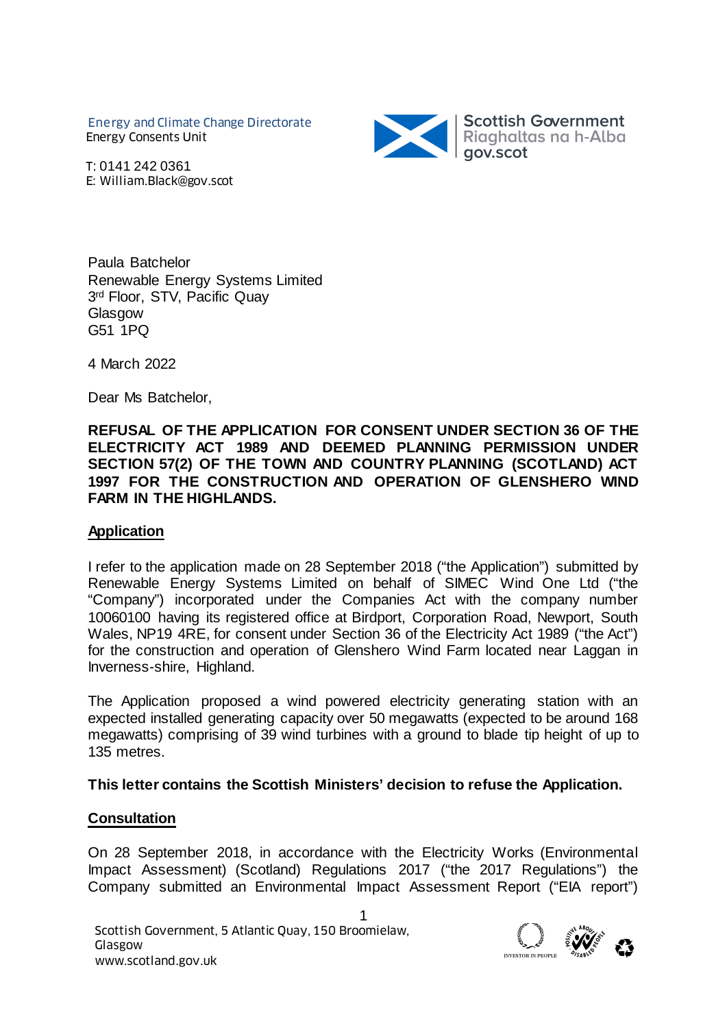Energy and Climate Change Directorate
Energy Consents Unit

T: 0141 242 0361
E: William.Black@gov.scot

Scottish Government
Riaghaltas na h-Alba
gov.scot

Paula Batchelor
Renewable Energy Systems Limited
3rd Floor, STV, Pacific Quay
Glasgow
G51 1PQ

4 March 2022

Dear Ms Batchelor,

**REFUSAL OF THE APPLICATION FOR CONSENT UNDER SECTION 36 OF THE ELECTRICITY ACT 1989 AND DEEMED PLANNING PERMISSION UNDER SECTION 57(2) OF THE TOWN AND COUNTRY PLANNING (SCOTLAND) ACT 1997 FOR THE CONSTRUCTION AND OPERATION OF GLENSHERO WIND FARM IN THE HIGHLANDS.**

## Application

I refer to the application made on 28 September 2018 ("the Application") submitted by Renewable Energy Systems Limited on behalf of SIMEC Wind One Ltd ("the "Company") incorporated under the Companies Act with the company number 10060100 having its registered office at Birdport, Corporation Road, Newport, South Wales, NP19 4RE, for consent under Section 36 of the Electricity Act 1989 ("the Act") for the construction and operation of Glenshero Wind Farm located near Laggan in Inverness-shire, Highland.

The Application proposed a wind powered electricity generating station with an expected installed generating capacity over 50 megawatts (expected to be around 168 megawatts) comprising of 39 wind turbines with a ground to blade tip height of up to 135 metres.

**This letter contains the Scottish Ministers' decision to refuse the Application.**

## Consultation

On 28 September 2018, in accordance with the Electricity Works (Environmental Impact Assessment) (Scotland) Regulations 2017 ("the 2017 Regulations") the Company submitted an Environmental Impact Assessment Report ("EIA report")

Scottish Government, 5 Atlantic Quay, 150 Broomielaw, Glasgow
www.scotland.gov.uk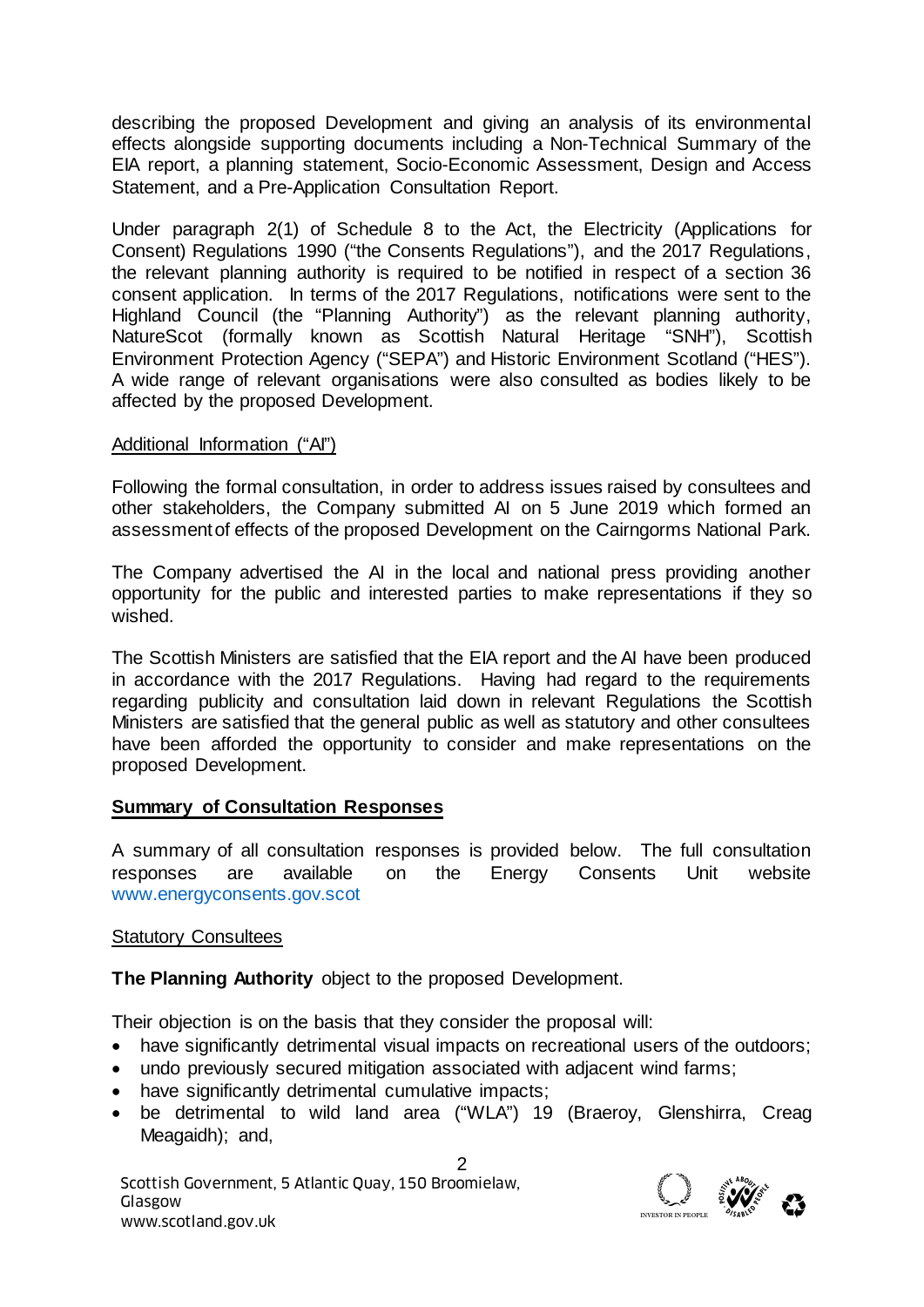describing the proposed Development and giving an analysis of its environmental effects alongside supporting documents including a Non-Technical Summary of the EIA report, a planning statement, Socio-Economic Assessment, Design and Access Statement, and a Pre-Application Consultation Report.

Under paragraph 2(1) of Schedule 8 to the Act, the Electricity (Applications for Consent) Regulations 1990 ("the Consents Regulations"), and the 2017 Regulations, the relevant planning authority is required to be notified in respect of a section 36 consent application. In terms of the 2017 Regulations, notifications were sent to the Highland Council (the "Planning Authority") as the relevant planning authority, NatureScot (formally known as Scottish Natural Heritage "SNH"), Scottish Environment Protection Agency ("SEPA") and Historic Environment Scotland ("HES"). A wide range of relevant organisations were also consulted as bodies likely to be affected by the proposed Development.

Additional Information ("AI")

Following the formal consultation, in order to address issues raised by consultees and other stakeholders, the Company submitted AI on 5 June 2019 which formed an assessment of effects of the proposed Development on the Cairngorms National Park.

The Company advertised the AI in the local and national press providing another opportunity for the public and interested parties to make representations if they so wished.

The Scottish Ministers are satisfied that the EIA report and the AI have been produced in accordance with the 2017 Regulations. Having had regard to the requirements regarding publicity and consultation laid down in relevant Regulations the Scottish Ministers are satisfied that the general public as well as statutory and other consultees have been afforded the opportunity to consider and make representations on the proposed Development.

## Summary of Consultation Responses

A summary of all consultation responses is provided below. The full consultation responses are available on the Energy Consents Unit website www.energyconsents.gov.scot

Statutory Consultees

**The Planning Authority** object to the proposed Development.

Their objection is on the basis that they consider the proposal will:

- have significantly detrimental visual impacts on recreational users of the outdoors;
- undo previously secured mitigation associated with adjacent wind farms;
- have significantly detrimental cumulative impacts;
- be detrimental to wild land area ("WLA") 19 (Braeroy, Glenshirra, Creag Meagaidh); and,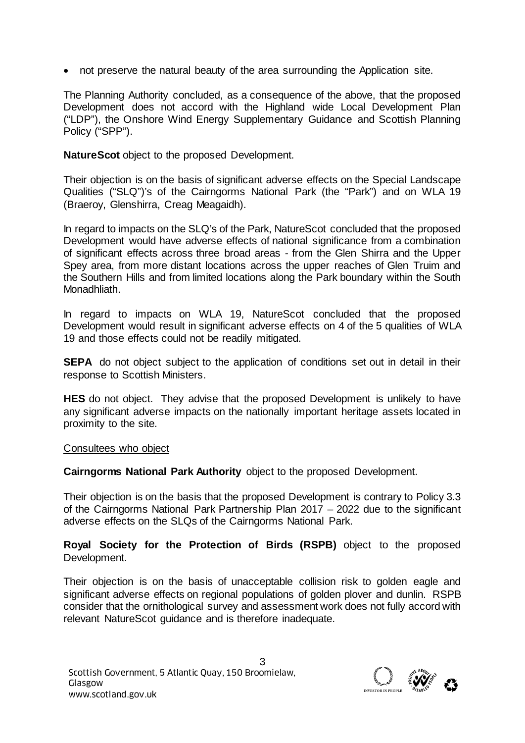- not preserve the natural beauty of the area surrounding the Application site.

The Planning Authority concluded, as a consequence of the above, that the proposed Development does not accord with the Highland wide Local Development Plan ("LDP"), the Onshore Wind Energy Supplementary Guidance and Scottish Planning Policy ("SPP").

**NatureScot** object to the proposed Development.

Their objection is on the basis of significant adverse effects on the Special Landscape Qualities ("SLQ")'s of the Cairngorms National Park (the "Park") and on WLA 19 (Braeroy, Glenshirra, Creag Meagaidh).

In regard to impacts on the SLQ's of the Park, NatureScot concluded that the proposed Development would have adverse effects of national significance from a combination of significant effects across three broad areas - from the Glen Shirra and the Upper Spey area, from more distant locations across the upper reaches of Glen Truim and the Southern Hills and from limited locations along the Park boundary within the South Monadhliath.

In regard to impacts on WLA 19, NatureScot concluded that the proposed Development would result in significant adverse effects on 4 of the 5 qualities of WLA 19 and those effects could not be readily mitigated.

**SEPA** do not object subject to the application of conditions set out in detail in their response to Scottish Ministers.

**HES** do not object. They advise that the proposed Development is unlikely to have any significant adverse impacts on the nationally important heritage assets located in proximity to the site.

<u>Consultees who object</u>

**Cairngorms National Park Authority** object to the proposed Development.

Their objection is on the basis that the proposed Development is contrary to Policy 3.3 of the Cairngorms National Park Partnership Plan 2017 – 2022 due to the significant adverse effects on the SLQs of the Cairngorms National Park.

**Royal Society for the Protection of Birds (RSPB)** object to the proposed Development.

Their objection is on the basis of unacceptable collision risk to golden eagle and significant adverse effects on regional populations of golden plover and dunlin. RSPB consider that the ornithological survey and assessment work does not fully accord with relevant NatureScot guidance and is therefore inadequate.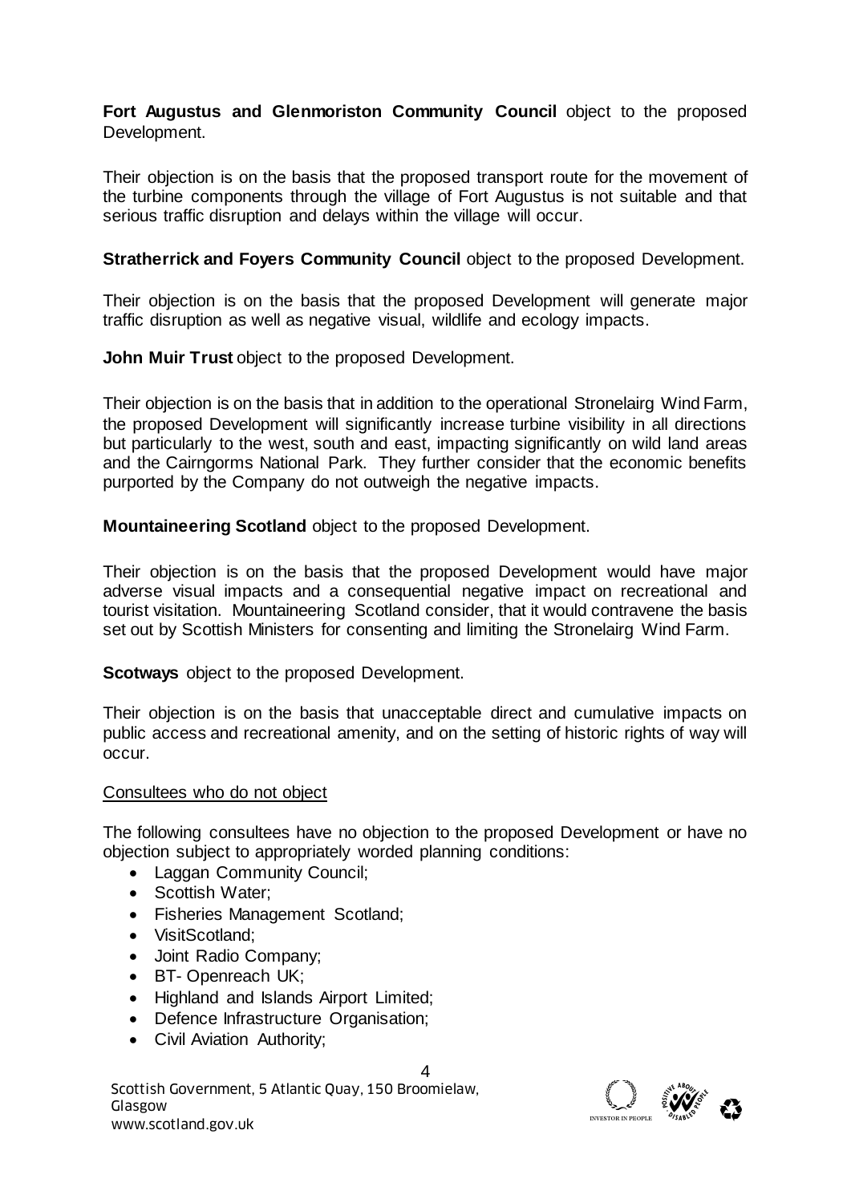**Fort Augustus and Glenmoriston Community Council** object to the proposed Development.

Their objection is on the basis that the proposed transport route for the movement of the turbine components through the village of Fort Augustus is not suitable and that serious traffic disruption and delays within the village will occur.

**Stratherrick and Foyers Community Council** object to the proposed Development.

Their objection is on the basis that the proposed Development will generate major traffic disruption as well as negative visual, wildlife and ecology impacts.

**John Muir Trust** object to the proposed Development.

Their objection is on the basis that in addition to the operational Stronelairg Wind Farm, the proposed Development will significantly increase turbine visibility in all directions but particularly to the west, south and east, impacting significantly on wild land areas and the Cairngorms National Park. They further consider that the economic benefits purported by the Company do not outweigh the negative impacts.

**Mountaineering Scotland** object to the proposed Development.

Their objection is on the basis that the proposed Development would have major adverse visual impacts and a consequential negative impact on recreational and tourist visitation. Mountaineering Scotland consider, that it would contravene the basis set out by Scottish Ministers for consenting and limiting the Stronelairg Wind Farm.

**Scotways** object to the proposed Development.

Their objection is on the basis that unacceptable direct and cumulative impacts on public access and recreational amenity, and on the setting of historic rights of way will occur.

<u>Consultees who do not object</u>

The following consultees have no objection to the proposed Development or have no objection subject to appropriately worded planning conditions:

- Laggan Community Council;
- Scottish Water;
- Fisheries Management Scotland;
- VisitScotland;
- Joint Radio Company;
- BT- Openreach UK;
- Highland and Islands Airport Limited;
- Defence Infrastructure Organisation;
- Civil Aviation Authority;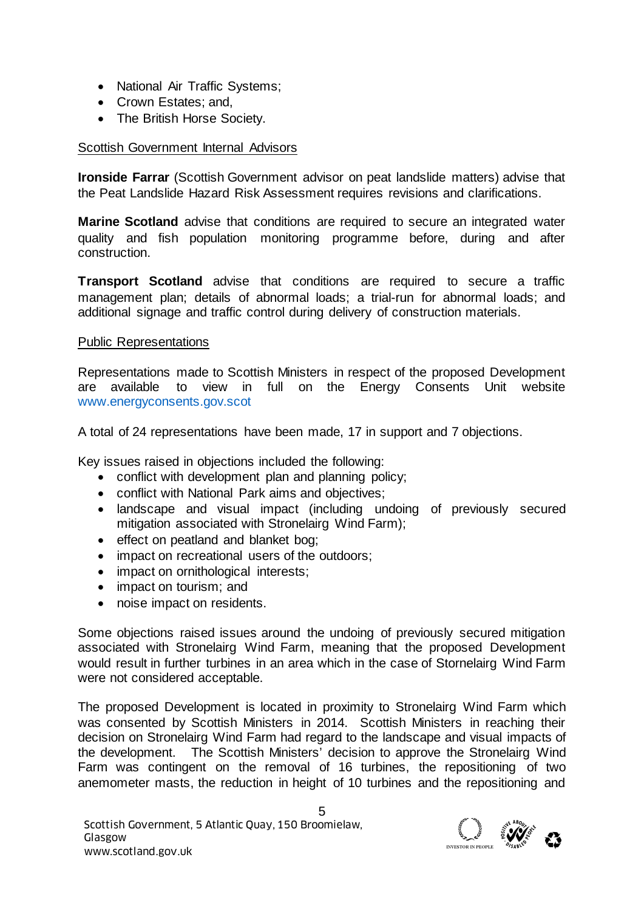- National Air Traffic Systems;
- Crown Estates; and,
- The British Horse Society.

Scottish Government Internal Advisors

**Ironside Farrar** (Scottish Government advisor on peat landslide matters) advise that the Peat Landslide Hazard Risk Assessment requires revisions and clarifications.

**Marine Scotland** advise that conditions are required to secure an integrated water quality and fish population monitoring programme before, during and after construction.

**Transport Scotland** advise that conditions are required to secure a traffic management plan; details of abnormal loads; a trial-run for abnormal loads; and additional signage and traffic control during delivery of construction materials.

Public Representations

Representations made to Scottish Ministers in respect of the proposed Development are available to view in full on the Energy Consents Unit website www.energyconsents.gov.scot

A total of 24 representations have been made, 17 in support and 7 objections.

Key issues raised in objections included the following:

- conflict with development plan and planning policy;
- conflict with National Park aims and objectives;
- landscape and visual impact (including undoing of previously secured mitigation associated with Stronelairg Wind Farm);
- effect on peatland and blanket bog;
- impact on recreational users of the outdoors;
- impact on ornithological interests;
- impact on tourism; and
- noise impact on residents.

Some objections raised issues around the undoing of previously secured mitigation associated with Stronelairg Wind Farm, meaning that the proposed Development would result in further turbines in an area which in the case of Stornelairg Wind Farm were not considered acceptable.

The proposed Development is located in proximity to Stronelairg Wind Farm which was consented by Scottish Ministers in 2014. Scottish Ministers in reaching their decision on Stronelairg Wind Farm had regard to the landscape and visual impacts of the development. The Scottish Ministers' decision to approve the Stronelairg Wind Farm was contingent on the removal of 16 turbines, the repositioning of two anemometer masts, the reduction in height of 10 turbines and the repositioning and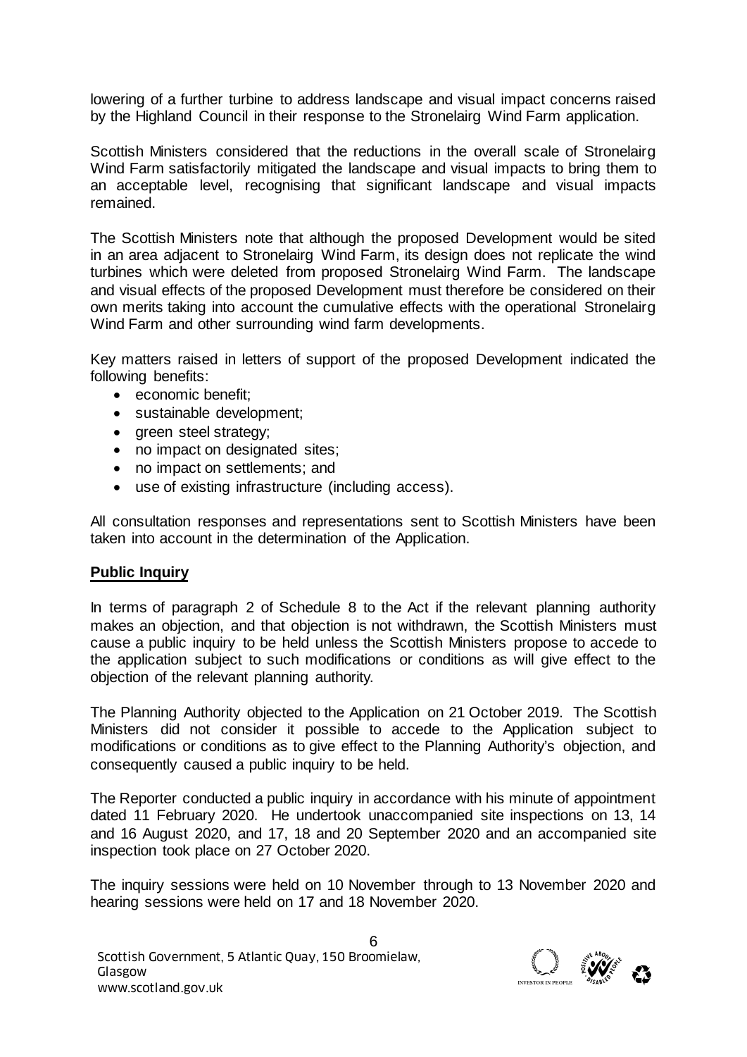lowering of a further turbine to address landscape and visual impact concerns raised by the Highland Council in their response to the Stronelairg Wind Farm application.

Scottish Ministers considered that the reductions in the overall scale of Stronelairg Wind Farm satisfactorily mitigated the landscape and visual impacts to bring them to an acceptable level, recognising that significant landscape and visual impacts remained.

The Scottish Ministers note that although the proposed Development would be sited in an area adjacent to Stronelairg Wind Farm, its design does not replicate the wind turbines which were deleted from proposed Stronelairg Wind Farm. The landscape and visual effects of the proposed Development must therefore be considered on their own merits taking into account the cumulative effects with the operational Stronelairg Wind Farm and other surrounding wind farm developments.

Key matters raised in letters of support of the proposed Development indicated the following benefits:

- economic benefit;
- sustainable development;
- green steel strategy;
- no impact on designated sites;
- no impact on settlements; and
- use of existing infrastructure (including access).

All consultation responses and representations sent to Scottish Ministers have been taken into account in the determination of the Application.

## Public Inquiry

In terms of paragraph 2 of Schedule 8 to the Act if the relevant planning authority makes an objection, and that objection is not withdrawn, the Scottish Ministers must cause a public inquiry to be held unless the Scottish Ministers propose to accede to the application subject to such modifications or conditions as will give effect to the objection of the relevant planning authority.

The Planning Authority objected to the Application on 21 October 2019. The Scottish Ministers did not consider it possible to accede to the Application subject to modifications or conditions as to give effect to the Planning Authority's objection, and consequently caused a public inquiry to be held.

The Reporter conducted a public inquiry in accordance with his minute of appointment dated 11 February 2020. He undertook unaccompanied site inspections on 13, 14 and 16 August 2020, and 17, 18 and 20 September 2020 and an accompanied site inspection took place on 27 October 2020.

The inquiry sessions were held on 10 November through to 13 November 2020 and hearing sessions were held on 17 and 18 November 2020.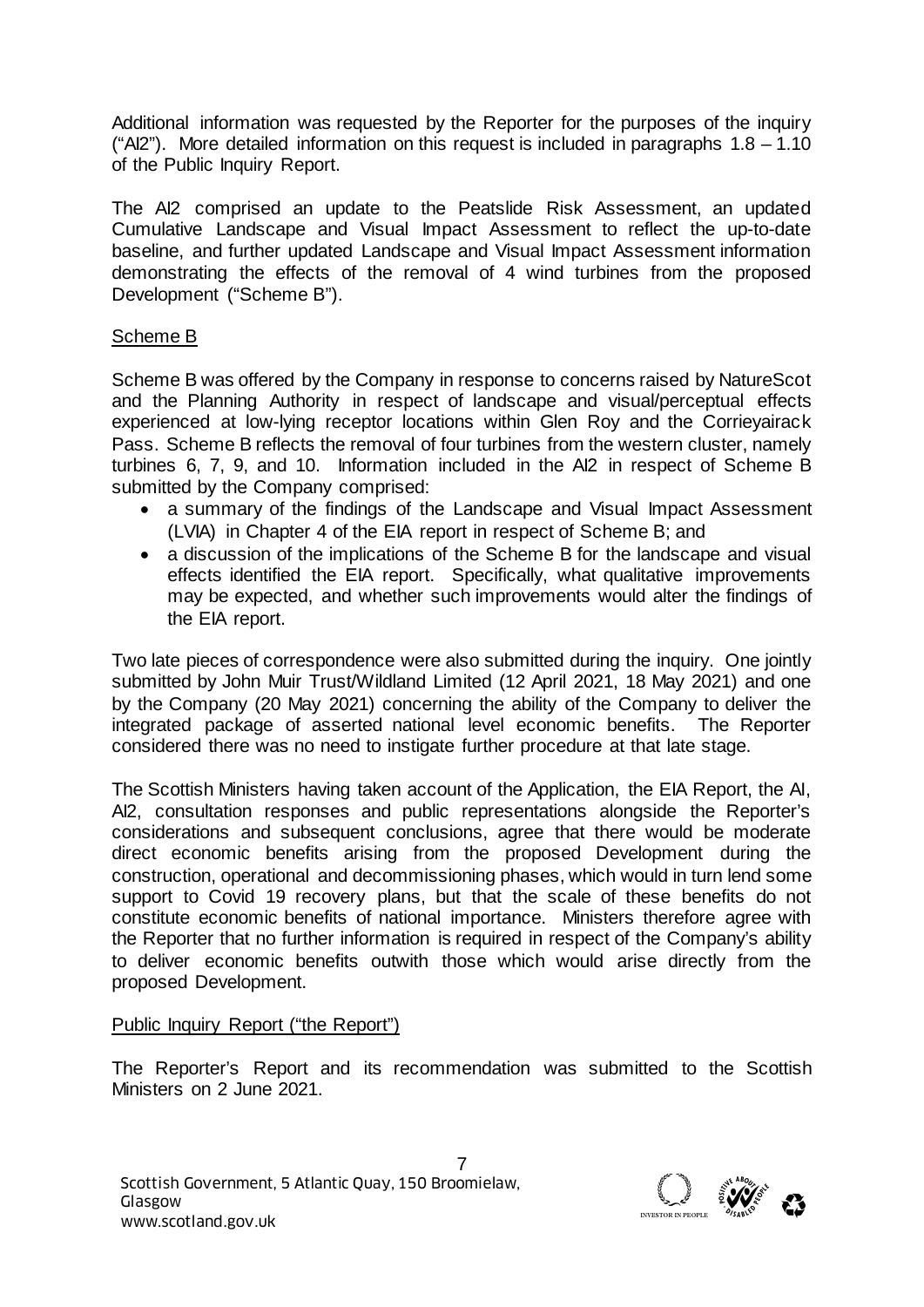Additional information was requested by the Reporter for the purposes of the inquiry ("AI2"). More detailed information on this request is included in paragraphs 1.8 – 1.10 of the Public Inquiry Report.

The AI2 comprised an update to the Peatslide Risk Assessment, an updated Cumulative Landscape and Visual Impact Assessment to reflect the up-to-date baseline, and further updated Landscape and Visual Impact Assessment information demonstrating the effects of the removal of 4 wind turbines from the proposed Development ("Scheme B").

Scheme B

Scheme B was offered by the Company in response to concerns raised by NatureScot and the Planning Authority in respect of landscape and visual/perceptual effects experienced at low-lying receptor locations within Glen Roy and the Corrieyairack Pass. Scheme B reflects the removal of four turbines from the western cluster, namely turbines 6, 7, 9, and 10. Information included in the AI2 in respect of Scheme B submitted by the Company comprised:

- a summary of the findings of the Landscape and Visual Impact Assessment (LVIA) in Chapter 4 of the EIA report in respect of Scheme B; and
- a discussion of the implications of the Scheme B for the landscape and visual effects identified the EIA report. Specifically, what qualitative improvements may be expected, and whether such improvements would alter the findings of the EIA report.

Two late pieces of correspondence were also submitted during the inquiry. One jointly submitted by John Muir Trust/Wildland Limited (12 April 2021, 18 May 2021) and one by the Company (20 May 2021) concerning the ability of the Company to deliver the integrated package of asserted national level economic benefits. The Reporter considered there was no need to instigate further procedure at that late stage.

The Scottish Ministers having taken account of the Application, the EIA Report, the AI, AI2, consultation responses and public representations alongside the Reporter's considerations and subsequent conclusions, agree that there would be moderate direct economic benefits arising from the proposed Development during the construction, operational and decommissioning phases, which would in turn lend some support to Covid 19 recovery plans, but that the scale of these benefits do not constitute economic benefits of national importance. Ministers therefore agree with the Reporter that no further information is required in respect of the Company's ability to deliver economic benefits outwith those which would arise directly from the proposed Development.

Public Inquiry Report ("the Report")

The Reporter's Report and its recommendation was submitted to the Scottish Ministers on 2 June 2021.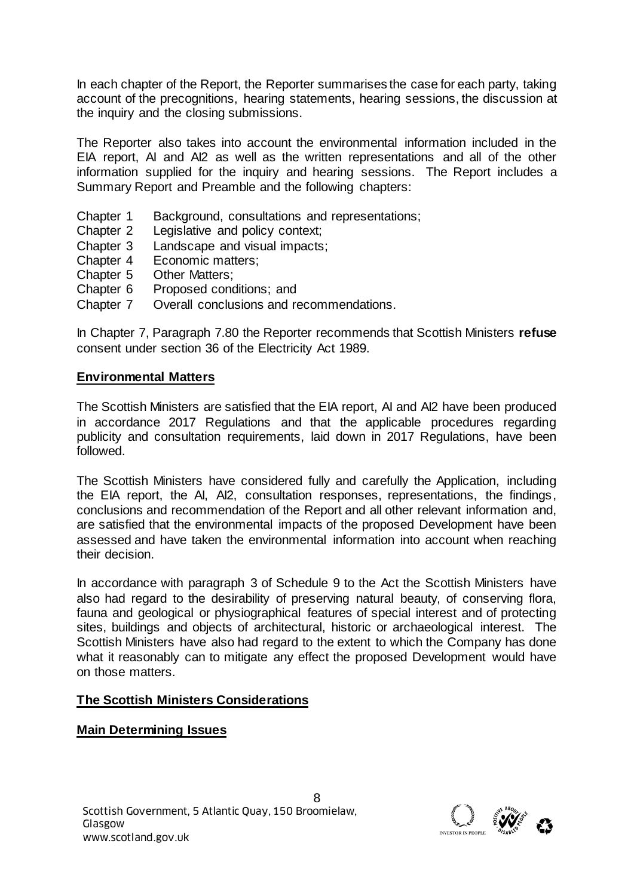In each chapter of the Report, the Reporter summarises the case for each party, taking account of the precognitions, hearing statements, hearing sessions, the discussion at the inquiry and the closing submissions.

The Reporter also takes into account the environmental information included in the EIA report, AI and AI2 as well as the written representations and all of the other information supplied for the inquiry and hearing sessions. The Report includes a Summary Report and Preamble and the following chapters:

- Chapter 1 Background, consultations and representations;
- Chapter 2 Legislative and policy context;
- Chapter 3 Landscape and visual impacts;
- Chapter 4 Economic matters;
- Chapter 5 Other Matters;
- Chapter 6 Proposed conditions; and
- Chapter 7 Overall conclusions and recommendations.

In Chapter 7, Paragraph 7.80 the Reporter recommends that Scottish Ministers **refuse** consent under section 36 of the Electricity Act 1989.

## Environmental Matters

The Scottish Ministers are satisfied that the EIA report, AI and AI2 have been produced in accordance 2017 Regulations and that the applicable procedures regarding publicity and consultation requirements, laid down in 2017 Regulations, have been followed.

The Scottish Ministers have considered fully and carefully the Application, including the EIA report, the AI, AI2, consultation responses, representations, the findings, conclusions and recommendation of the Report and all other relevant information and, are satisfied that the environmental impacts of the proposed Development have been assessed and have taken the environmental information into account when reaching their decision.

In accordance with paragraph 3 of Schedule 9 to the Act the Scottish Ministers have also had regard to the desirability of preserving natural beauty, of conserving flora, fauna and geological or physiographical features of special interest and of protecting sites, buildings and objects of architectural, historic or archaeological interest. The Scottish Ministers have also had regard to the extent to which the Company has done what it reasonably can to mitigate any effect the proposed Development would have on those matters.

## The Scottish Ministers Considerations

### Main Determining Issues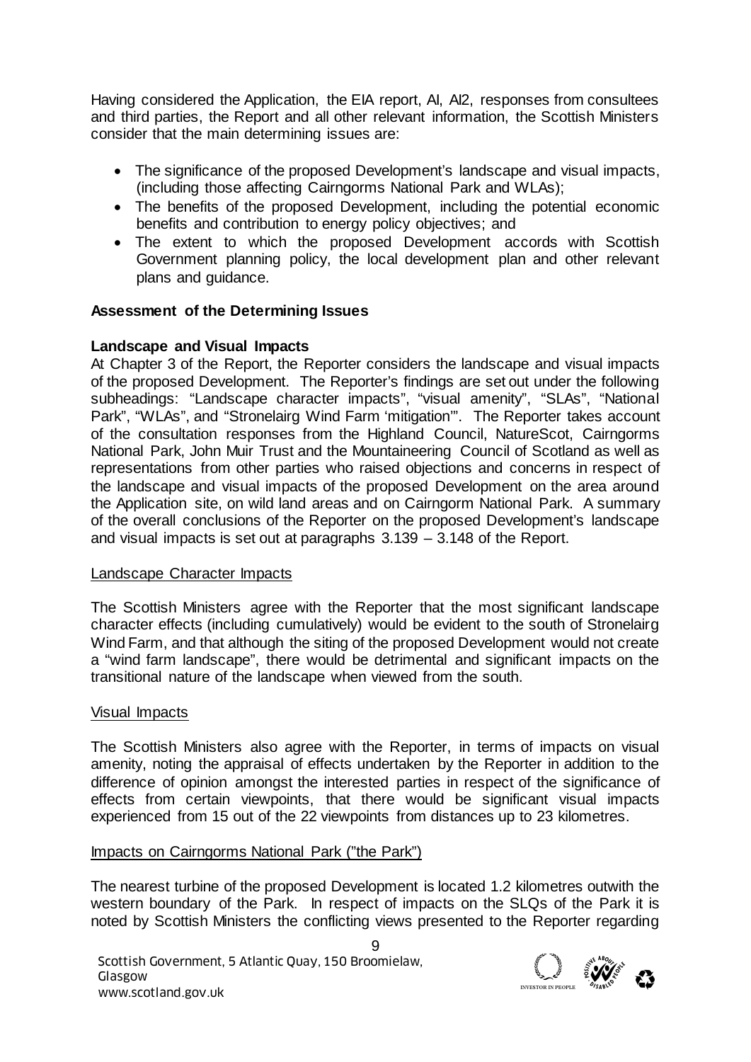Having considered the Application, the EIA report, AI, AI2, responses from consultees and third parties, the Report and all other relevant information, the Scottish Ministers consider that the main determining issues are:

- The significance of the proposed Development's landscape and visual impacts, (including those affecting Cairngorms National Park and WLAs);
- The benefits of the proposed Development, including the potential economic benefits and contribution to energy policy objectives; and
- The extent to which the proposed Development accords with Scottish Government planning policy, the local development plan and other relevant plans and guidance.

**Assessment of the Determining Issues**

**Landscape and Visual Impacts**

At Chapter 3 of the Report, the Reporter considers the landscape and visual impacts of the proposed Development. The Reporter's findings are set out under the following subheadings: "Landscape character impacts", "visual amenity", "SLAs", "National Park", "WLAs", and "Stronelairg Wind Farm 'mitigation'". The Reporter takes account of the consultation responses from the Highland Council, NatureScot, Cairngorms National Park, John Muir Trust and the Mountaineering Council of Scotland as well as representations from other parties who raised objections and concerns in respect of the landscape and visual impacts of the proposed Development on the area around the Application site, on wild land areas and on Cairngorm National Park. A summary of the overall conclusions of the Reporter on the proposed Development's landscape and visual impacts is set out at paragraphs 3.139 – 3.148 of the Report.

<u>Landscape Character Impacts</u>

The Scottish Ministers agree with the Reporter that the most significant landscape character effects (including cumulatively) would be evident to the south of Stronelairg Wind Farm, and that although the siting of the proposed Development would not create a "wind farm landscape", there would be detrimental and significant impacts on the transitional nature of the landscape when viewed from the south.

<u>Visual Impacts</u>

The Scottish Ministers also agree with the Reporter, in terms of impacts on visual amenity, noting the appraisal of effects undertaken by the Reporter in addition to the difference of opinion amongst the interested parties in respect of the significance of effects from certain viewpoints, that there would be significant visual impacts experienced from 15 out of the 22 viewpoints from distances up to 23 kilometres.

<u>Impacts on Cairngorms National Park ("the Park")</u>

The nearest turbine of the proposed Development is located 1.2 kilometres outwith the western boundary of the Park. In respect of impacts on the SLQs of the Park it is noted by Scottish Ministers the conflicting views presented to the Reporter regarding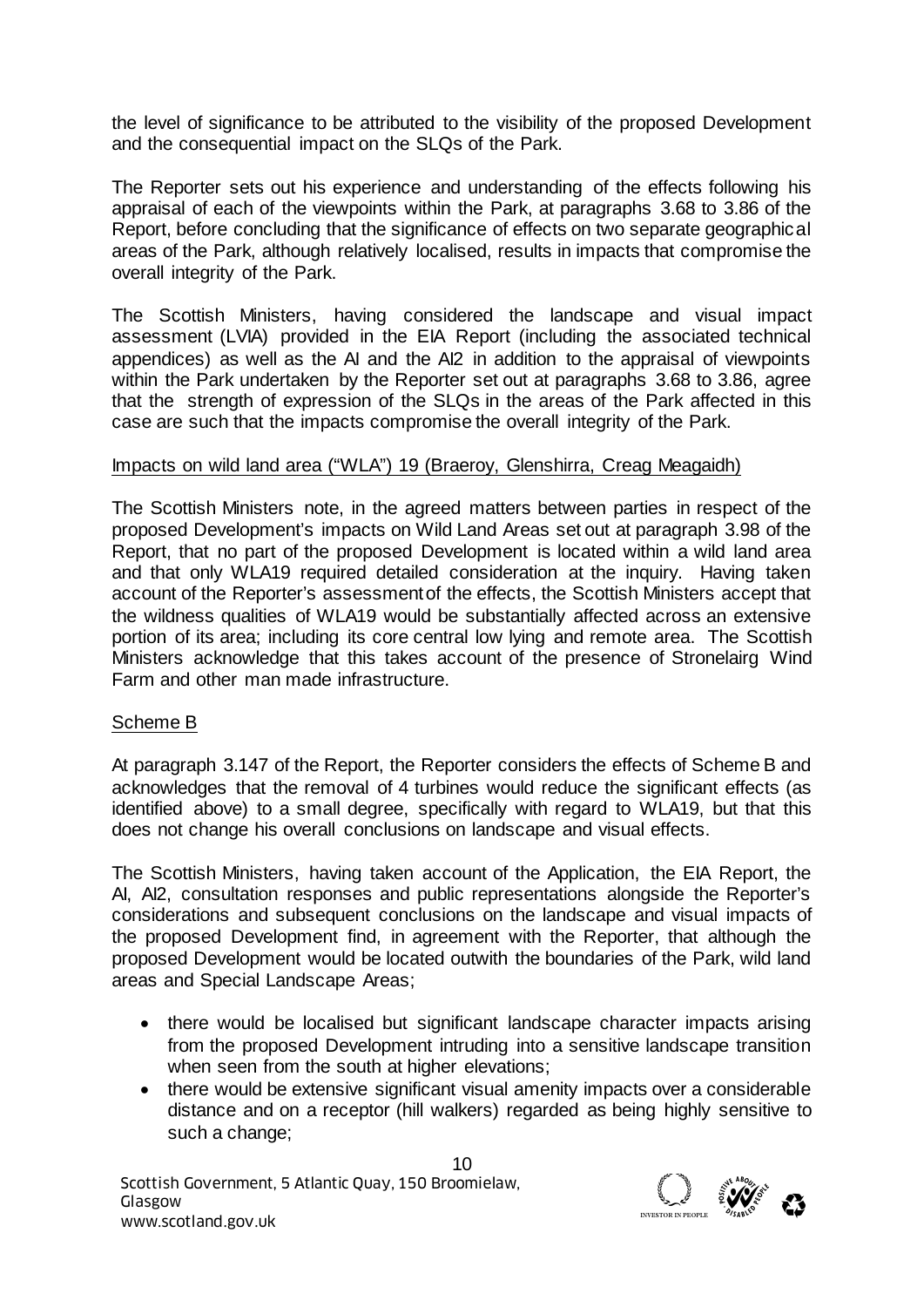the level of significance to be attributed to the visibility of the proposed Development and the consequential impact on the SLQs of the Park.

The Reporter sets out his experience and understanding of the effects following his appraisal of each of the viewpoints within the Park, at paragraphs 3.68 to 3.86 of the Report, before concluding that the significance of effects on two separate geographical areas of the Park, although relatively localised, results in impacts that compromise the overall integrity of the Park.

The Scottish Ministers, having considered the landscape and visual impact assessment (LVIA) provided in the EIA Report (including the associated technical appendices) as well as the AI and the AI2 in addition to the appraisal of viewpoints within the Park undertaken by the Reporter set out at paragraphs 3.68 to 3.86, agree that the strength of expression of the SLQs in the areas of the Park affected in this case are such that the impacts compromise the overall integrity of the Park.

Impacts on wild land area ("WLA") 19 (Braeroy, Glenshirra, Creag Meagaidh)

The Scottish Ministers note, in the agreed matters between parties in respect of the proposed Development's impacts on Wild Land Areas set out at paragraph 3.98 of the Report, that no part of the proposed Development is located within a wild land area and that only WLA19 required detailed consideration at the inquiry. Having taken account of the Reporter's assessment of the effects, the Scottish Ministers accept that the wildness qualities of WLA19 would be substantially affected across an extensive portion of its area; including its core central low lying and remote area. The Scottish Ministers acknowledge that this takes account of the presence of Stronelairg Wind Farm and other man made infrastructure.

Scheme B

At paragraph 3.147 of the Report, the Reporter considers the effects of Scheme B and acknowledges that the removal of 4 turbines would reduce the significant effects (as identified above) to a small degree, specifically with regard to WLA19, but that this does not change his overall conclusions on landscape and visual effects.

The Scottish Ministers, having taken account of the Application, the EIA Report, the AI, AI2, consultation responses and public representations alongside the Reporter's considerations and subsequent conclusions on the landscape and visual impacts of the proposed Development find, in agreement with the Reporter, that although the proposed Development would be located outwith the boundaries of the Park, wild land areas and Special Landscape Areas;

- there would be localised but significant landscape character impacts arising from the proposed Development intruding into a sensitive landscape transition when seen from the south at higher elevations;
- there would be extensive significant visual amenity impacts over a considerable distance and on a receptor (hill walkers) regarded as being highly sensitive to such a change;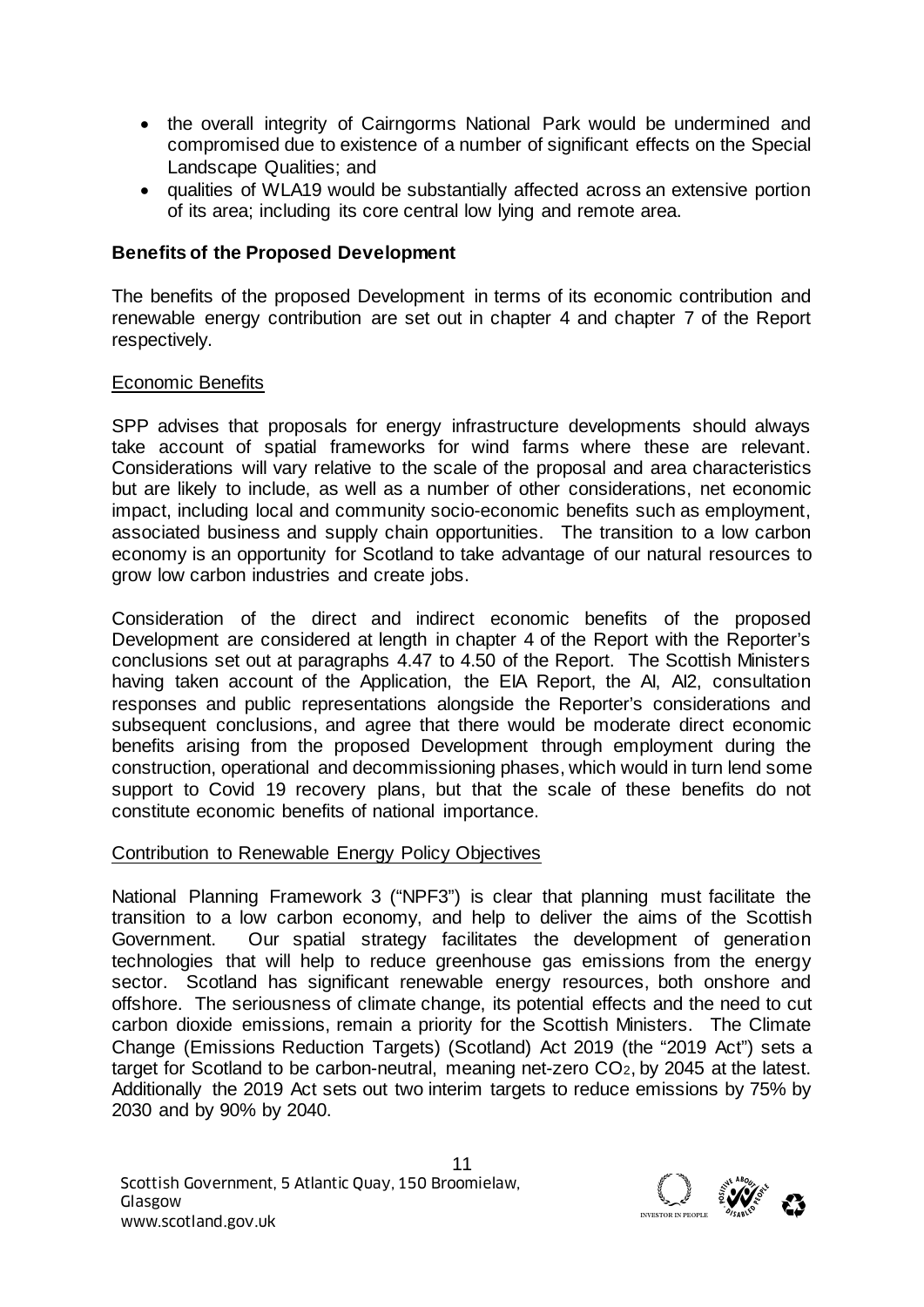- the overall integrity of Cairngorms National Park would be undermined and compromised due to existence of a number of significant effects on the Special Landscape Qualities; and
- qualities of WLA19 would be substantially affected across an extensive portion of its area; including its core central low lying and remote area.

### Benefits of the Proposed Development

The benefits of the proposed Development in terms of its economic contribution and renewable energy contribution are set out in chapter 4 and chapter 7 of the Report respectively.

#### Economic Benefits

SPP advises that proposals for energy infrastructure developments should always take account of spatial frameworks for wind farms where these are relevant. Considerations will vary relative to the scale of the proposal and area characteristics but are likely to include, as well as a number of other considerations, net economic impact, including local and community socio-economic benefits such as employment, associated business and supply chain opportunities. The transition to a low carbon economy is an opportunity for Scotland to take advantage of our natural resources to grow low carbon industries and create jobs.

Consideration of the direct and indirect economic benefits of the proposed Development are considered at length in chapter 4 of the Report with the Reporter's conclusions set out at paragraphs 4.47 to 4.50 of the Report. The Scottish Ministers having taken account of the Application, the EIA Report, the AI, AI2, consultation responses and public representations alongside the Reporter's considerations and subsequent conclusions, and agree that there would be moderate direct economic benefits arising from the proposed Development through employment during the construction, operational and decommissioning phases, which would in turn lend some support to Covid 19 recovery plans, but that the scale of these benefits do not constitute economic benefits of national importance.

#### Contribution to Renewable Energy Policy Objectives

National Planning Framework 3 ("NPF3") is clear that planning must facilitate the transition to a low carbon economy, and help to deliver the aims of the Scottish Government. Our spatial strategy facilitates the development of generation technologies that will help to reduce greenhouse gas emissions from the energy sector. Scotland has significant renewable energy resources, both onshore and offshore. The seriousness of climate change, its potential effects and the need to cut carbon dioxide emissions, remain a priority for the Scottish Ministers. The Climate Change (Emissions Reduction Targets) (Scotland) Act 2019 (the "2019 Act") sets a target for Scotland to be carbon-neutral, meaning net-zero $CO_2$, by 2045 at the latest. Additionally the 2019 Act sets out two interim targets to reduce emissions by 75% by 2030 and by 90% by 2040.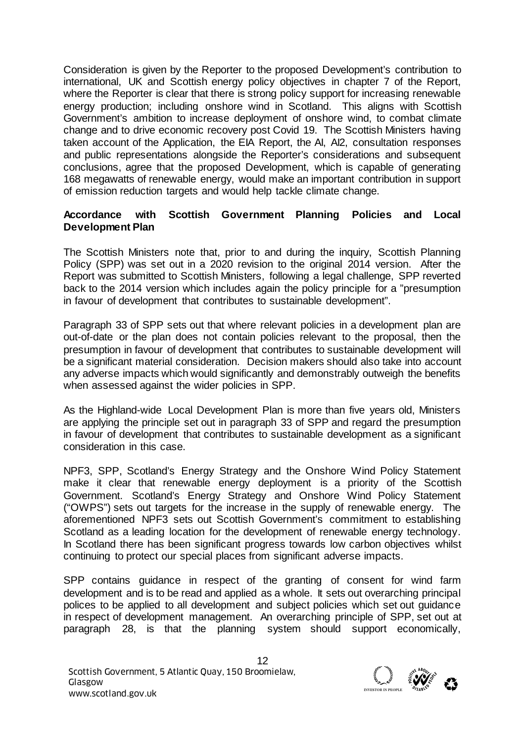Consideration is given by the Reporter to the proposed Development's contribution to international, UK and Scottish energy policy objectives in chapter 7 of the Report, where the Reporter is clear that there is strong policy support for increasing renewable energy production; including onshore wind in Scotland. This aligns with Scottish Government's ambition to increase deployment of onshore wind, to combat climate change and to drive economic recovery post Covid 19. The Scottish Ministers having taken account of the Application, the EIA Report, the AI, AI2, consultation responses and public representations alongside the Reporter's considerations and subsequent conclusions, agree that the proposed Development, which is capable of generating 168 megawatts of renewable energy, would make an important contribution in support of emission reduction targets and would help tackle climate change.

**Accordance with Scottish Government Planning Policies and Local Development Plan**

The Scottish Ministers note that, prior to and during the inquiry, Scottish Planning Policy (SPP) was set out in a 2020 revision to the original 2014 version. After the Report was submitted to Scottish Ministers, following a legal challenge, SPP reverted back to the 2014 version which includes again the policy principle for a "presumption in favour of development that contributes to sustainable development".

Paragraph 33 of SPP sets out that where relevant policies in a development plan are out-of-date or the plan does not contain policies relevant to the proposal, then the presumption in favour of development that contributes to sustainable development will be a significant material consideration. Decision makers should also take into account any adverse impacts which would significantly and demonstrably outweigh the benefits when assessed against the wider policies in SPP.

As the Highland-wide Local Development Plan is more than five years old, Ministers are applying the principle set out in paragraph 33 of SPP and regard the presumption in favour of development that contributes to sustainable development as a significant consideration in this case.

NPF3, SPP, Scotland's Energy Strategy and the Onshore Wind Policy Statement make it clear that renewable energy deployment is a priority of the Scottish Government. Scotland's Energy Strategy and Onshore Wind Policy Statement ("OWPS") sets out targets for the increase in the supply of renewable energy. The aforementioned NPF3 sets out Scottish Government's commitment to establishing Scotland as a leading location for the development of renewable energy technology. In Scotland there has been significant progress towards low carbon objectives whilst continuing to protect our special places from significant adverse impacts.

SPP contains guidance in respect of the granting of consent for wind farm development and is to be read and applied as a whole. It sets out overarching principal polices to be applied to all development and subject policies which set out guidance in respect of development management. An overarching principle of SPP, set out at paragraph 28, is that the planning system should support economically,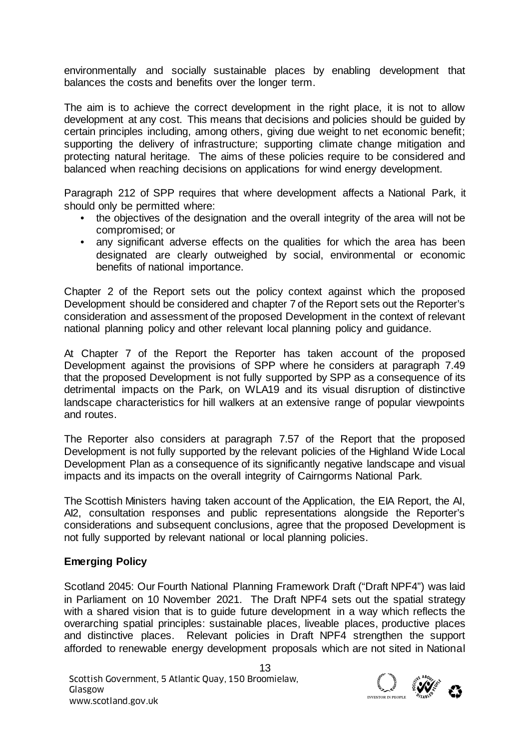environmentally and socially sustainable places by enabling development that balances the costs and benefits over the longer term.

The aim is to achieve the correct development in the right place, it is not to allow development at any cost. This means that decisions and policies should be guided by certain principles including, among others, giving due weight to net economic benefit; supporting the delivery of infrastructure; supporting climate change mitigation and protecting natural heritage. The aims of these policies require to be considered and balanced when reaching decisions on applications for wind energy development.

Paragraph 212 of SPP requires that where development affects a National Park, it should only be permitted where:

- the objectives of the designation and the overall integrity of the area will not be compromised; or
- any significant adverse effects on the qualities for which the area has been designated are clearly outweighed by social, environmental or economic benefits of national importance.

Chapter 2 of the Report sets out the policy context against which the proposed Development should be considered and chapter 7 of the Report sets out the Reporter's consideration and assessment of the proposed Development in the context of relevant national planning policy and other relevant local planning policy and guidance.

At Chapter 7 of the Report the Reporter has taken account of the proposed Development against the provisions of SPP where he considers at paragraph 7.49 that the proposed Development is not fully supported by SPP as a consequence of its detrimental impacts on the Park, on WLA19 and its visual disruption of distinctive landscape characteristics for hill walkers at an extensive range of popular viewpoints and routes.

The Reporter also considers at paragraph 7.57 of the Report that the proposed Development is not fully supported by the relevant policies of the Highland Wide Local Development Plan as a consequence of its significantly negative landscape and visual impacts and its impacts on the overall integrity of Cairngorms National Park.

The Scottish Ministers having taken account of the Application, the EIA Report, the AI, AI2, consultation responses and public representations alongside the Reporter's considerations and subsequent conclusions, agree that the proposed Development is not fully supported by relevant national or local planning policies.

**Emerging Policy**

Scotland 2045: Our Fourth National Planning Framework Draft ("Draft NPF4") was laid in Parliament on 10 November 2021. The Draft NPF4 sets out the spatial strategy with a shared vision that is to guide future development in a way which reflects the overarching spatial principles: sustainable places, liveable places, productive places and distinctive places. Relevant policies in Draft NPF4 strengthen the support afforded to renewable energy development proposals which are not sited in National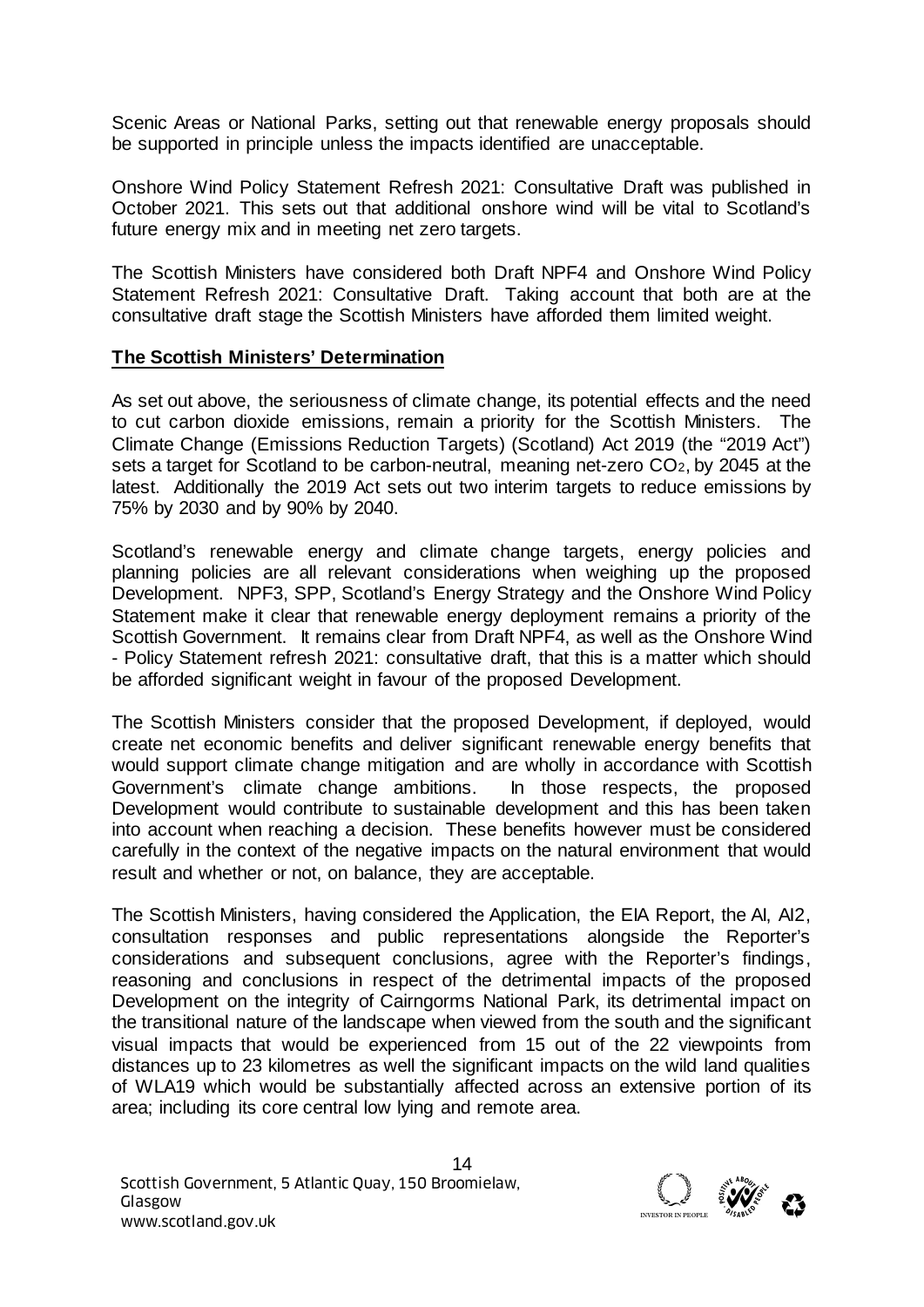Scenic Areas or National Parks, setting out that renewable energy proposals should be supported in principle unless the impacts identified are unacceptable.

Onshore Wind Policy Statement Refresh 2021: Consultative Draft was published in October 2021. This sets out that additional onshore wind will be vital to Scotland's future energy mix and in meeting net zero targets.

The Scottish Ministers have considered both Draft NPF4 and Onshore Wind Policy Statement Refresh 2021: Consultative Draft. Taking account that both are at the consultative draft stage the Scottish Ministers have afforded them limited weight.

## The Scottish Ministers' Determination

As set out above, the seriousness of climate change, its potential effects and the need to cut carbon dioxide emissions, remain a priority for the Scottish Ministers. The Climate Change (Emissions Reduction Targets) (Scotland) Act 2019 (the "2019 Act") sets a target for Scotland to be carbon-neutral, meaning net-zero $CO_2$, by 2045 at the latest. Additionally the 2019 Act sets out two interim targets to reduce emissions by 75% by 2030 and by 90% by 2040.

Scotland's renewable energy and climate change targets, energy policies and planning policies are all relevant considerations when weighing up the proposed Development. NPF3, SPP, Scotland's Energy Strategy and the Onshore Wind Policy Statement make it clear that renewable energy deployment remains a priority of the Scottish Government. It remains clear from Draft NPF4, as well as the Onshore Wind - Policy Statement refresh 2021: consultative draft, that this is a matter which should be afforded significant weight in favour of the proposed Development.

The Scottish Ministers consider that the proposed Development, if deployed, would create net economic benefits and deliver significant renewable energy benefits that would support climate change mitigation and are wholly in accordance with Scottish Government's climate change ambitions. In those respects, the proposed Development would contribute to sustainable development and this has been taken into account when reaching a decision. These benefits however must be considered carefully in the context of the negative impacts on the natural environment that would result and whether or not, on balance, they are acceptable.

The Scottish Ministers, having considered the Application, the EIA Report, the AI, AI2, consultation responses and public representations alongside the Reporter's considerations and subsequent conclusions, agree with the Reporter's findings, reasoning and conclusions in respect of the detrimental impacts of the proposed Development on the integrity of Cairngorms National Park, its detrimental impact on the transitional nature of the landscape when viewed from the south and the significant visual impacts that would be experienced from 15 out of the 22 viewpoints from distances up to 23 kilometres as well the significant impacts on the wild land qualities of WLA19 which would be substantially affected across an extensive portion of its area; including its core central low lying and remote area.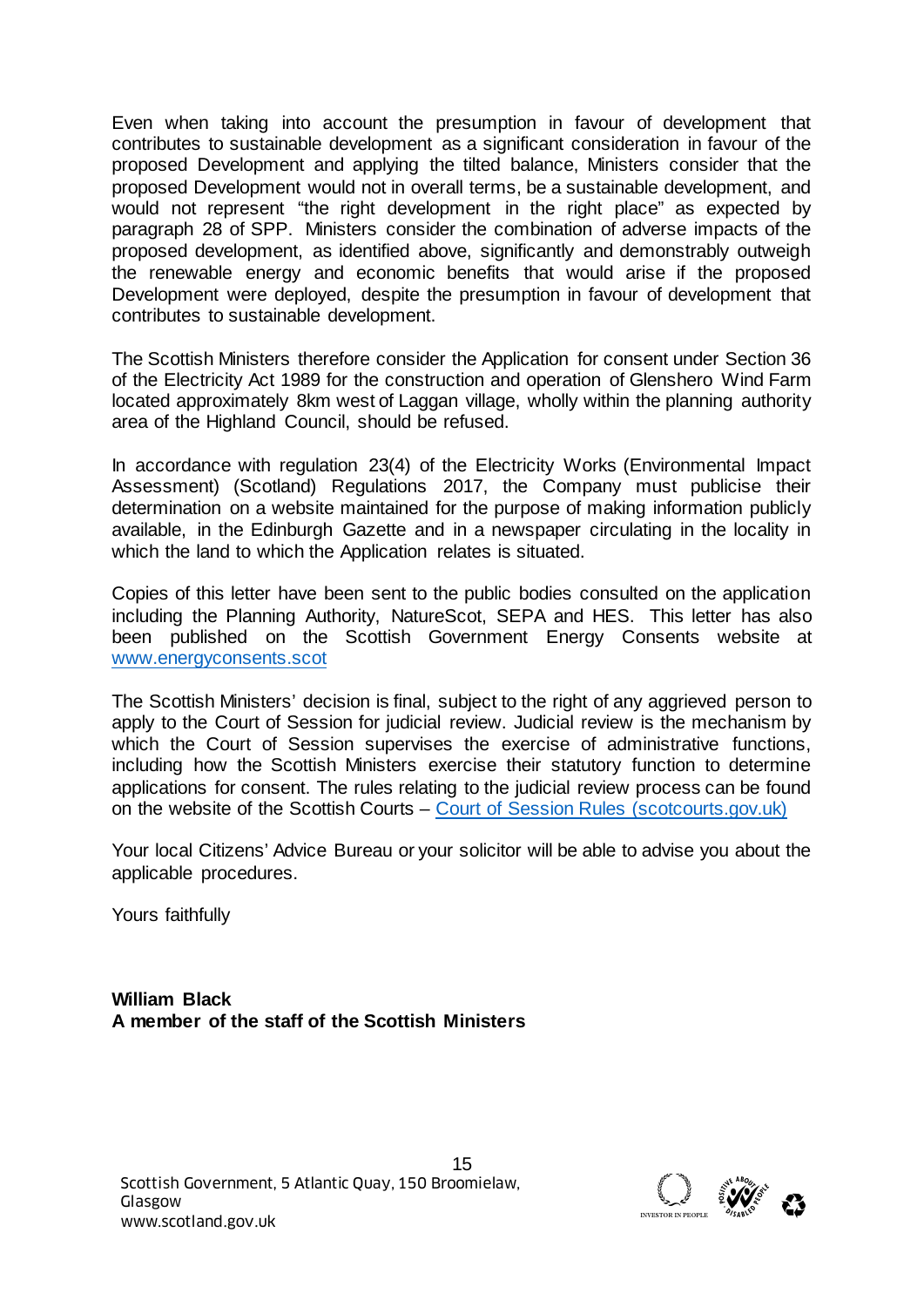Even when taking into account the presumption in favour of development that contributes to sustainable development as a significant consideration in favour of the proposed Development and applying the tilted balance, Ministers consider that the proposed Development would not in overall terms, be a sustainable development, and would not represent "the right development in the right place" as expected by paragraph 28 of SPP. Ministers consider the combination of adverse impacts of the proposed development, as identified above, significantly and demonstrably outweigh the renewable energy and economic benefits that would arise if the proposed Development were deployed, despite the presumption in favour of development that contributes to sustainable development.

The Scottish Ministers therefore consider the Application for consent under Section 36 of the Electricity Act 1989 for the construction and operation of Glenshero Wind Farm located approximately 8km west of Laggan village, wholly within the planning authority area of the Highland Council, should be refused.

In accordance with regulation 23(4) of the Electricity Works (Environmental Impact Assessment) (Scotland) Regulations 2017, the Company must publicise their determination on a website maintained for the purpose of making information publicly available, in the Edinburgh Gazette and in a newspaper circulating in the locality in which the land to which the Application relates is situated.

Copies of this letter have been sent to the public bodies consulted on the application including the Planning Authority, NatureScot, SEPA and HES. This letter has also been published on the Scottish Government Energy Consents website at [www.energyconsents.scot](www.energyconsents.scot)

The Scottish Ministers' decision is final, subject to the right of any aggrieved person to apply to the Court of Session for judicial review. Judicial review is the mechanism by which the Court of Session supervises the exercise of administrative functions, including how the Scottish Ministers exercise their statutory function to determine applications for consent. The rules relating to the judicial review process can be found on the website of the Scottish Courts – Court of Session Rules (scotcourts.gov.uk)

Your local Citizens' Advice Bureau or your solicitor will be able to advise you about the applicable procedures.

Yours faithfully

**William Black**
**A member of the staff of the Scottish Ministers**